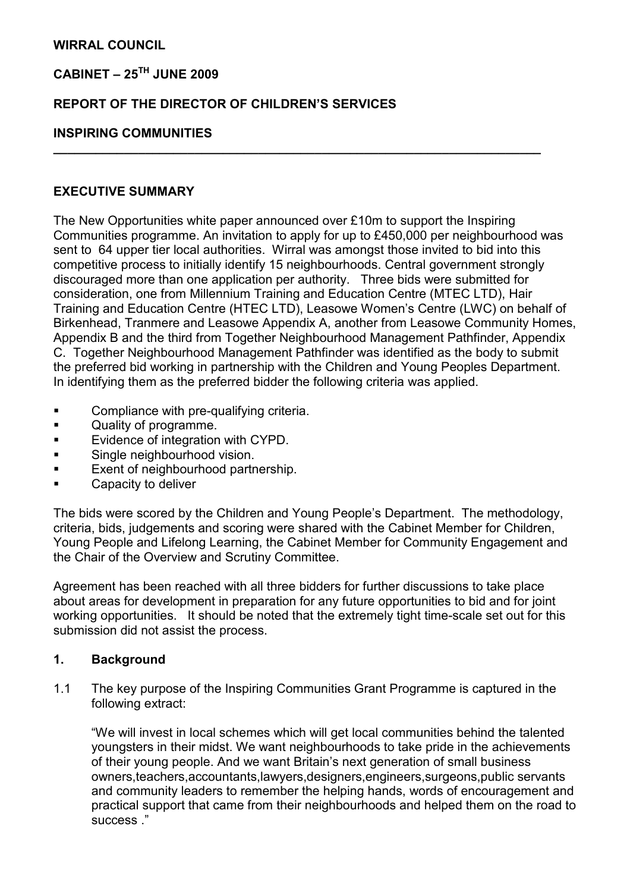**WIRRAL COUNCIL**

**CABINET – 25TH JUNE 2009**

**REPORT OF THE DIRECTOR OF CHILDREN'S SERVICES**

**INSPIRING COMMUNITIES**

---

**EXECUTIVE SUMMARY**

The New Opportunities white paper announced over £10m to support the Inspiring Communities programme. An invitation to apply for up to £450,000 per neighbourhood was sent to 64 upper tier local authorities. Wirral was amongst those invited to bid into this competitive process to initially identify 15 neighbourhoods. Central government strongly discouraged more than one application per authority. Three bids were submitted for consideration, one from Millennium Training and Education Centre (MTEC LTD), Hair Training and Education Centre (HTEC LTD), Leasowe Women's Centre (LWC) on behalf of Birkenhead, Tranmere and Leasowe Appendix A, another from Leasowe Community Homes, Appendix B and the third from Together Neighbourhood Management Pathfinder, Appendix C. Together Neighbourhood Management Pathfinder was identified as the body to submit the preferred bid working in partnership with the Children and Young Peoples Department. In identifying them as the preferred bidder the following criteria was applied.

- Compliance with pre-qualifying criteria.
- Quality of programme.
- Evidence of integration with CYPD.
- Single neighbourhood vision.
- Exent of neighbourhood partnership.
- Capacity to deliver

The bids were scored by the Children and Young People's Department. The methodology, criteria, bids, judgements and scoring were shared with the Cabinet Member for Children, Young People and Lifelong Learning, the Cabinet Member for Community Engagement and the Chair of the Overview and Scrutiny Committee.

Agreement has been reached with all three bidders for further discussions to take place about areas for development in preparation for any future opportunities to bid and for joint working opportunities. It should be noted that the extremely tight time-scale set out for this submission did not assist the process.

## 1. Background

1.1 The key purpose of the Inspiring Communities Grant Programme is captured in the following extract:

"We will invest in local schemes which will get local communities behind the talented youngsters in their midst. We want neighbourhoods to take pride in the achievements of their young people. And we want Britain's next generation of small business owners,teachers,accountants,lawyers,designers,engineers,surgeons,public servants and community leaders to remember the helping hands, words of encouragement and practical support that came from their neighbourhoods and helped them on the road to success ."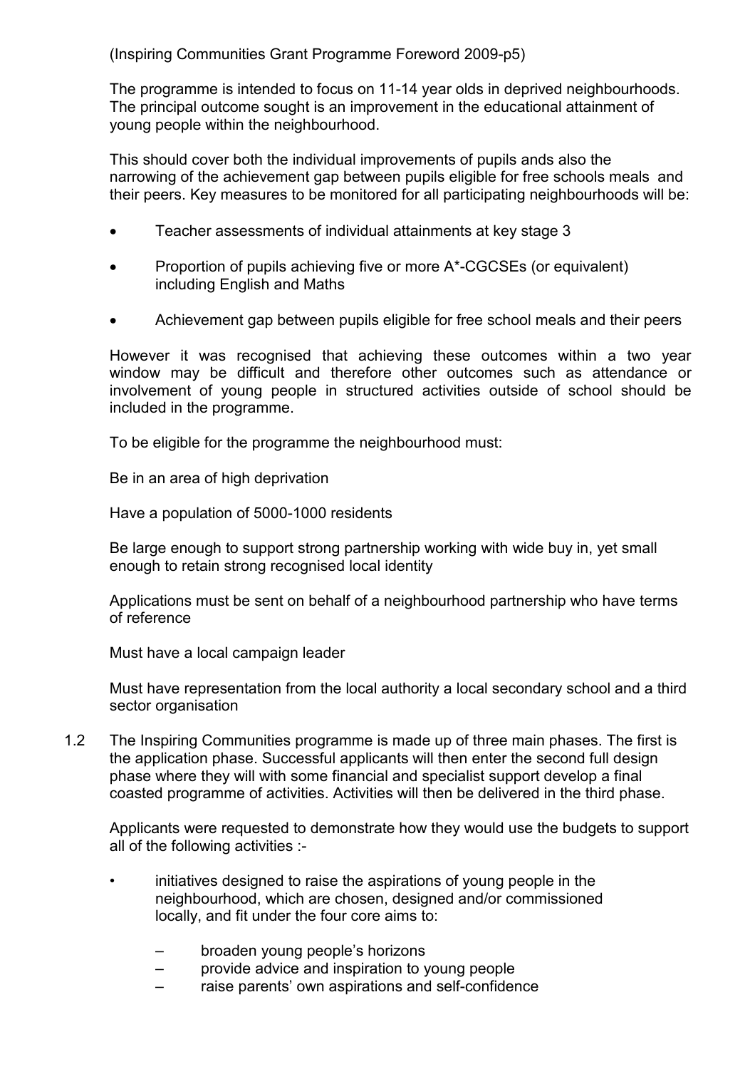(Inspiring Communities Grant Programme Foreword 2009-p5)

The programme is intended to focus on 11-14 year olds in deprived neighbourhoods. The principal outcome sought is an improvement in the educational attainment of young people within the neighbourhood.

This should cover both the individual improvements of pupils ands also the narrowing of the achievement gap between pupils eligible for free schools meals and their peers. Key measures to be monitored for all participating neighbourhoods will be:

- Teacher assessments of individual attainments at key stage 3
- Proportion of pupils achieving five or more A*-CGCSEs (or equivalent) including English and Maths
- Achievement gap between pupils eligible for free school meals and their peers

However it was recognised that achieving these outcomes within a two year window may be difficult and therefore other outcomes such as attendance or involvement of young people in structured activities outside of school should be included in the programme.

To be eligible for the programme the neighbourhood must:

Be in an area of high deprivation

Have a population of 5000-1000 residents

Be large enough to support strong partnership working with wide buy in, yet small enough to retain strong recognised local identity

Applications must be sent on behalf of a neighbourhood partnership who have terms of reference

Must have a local campaign leader

Must have representation from the local authority a local secondary school and a third sector organisation

1.2 The Inspiring Communities programme is made up of three main phases. The first is the application phase. Successful applicants will then enter the second full design phase where they will with some financial and specialist support develop a final coasted programme of activities. Activities will then be delivered in the third phase.

Applicants were requested to demonstrate how they would use the budgets to support all of the following activities :-

- initiatives designed to raise the aspirations of young people in the neighbourhood, which are chosen, designed and/or commissioned locally, and fit under the four core aims to:
  - broaden young people's horizons
  - provide advice and inspiration to young people
  - raise parents' own aspirations and self-confidence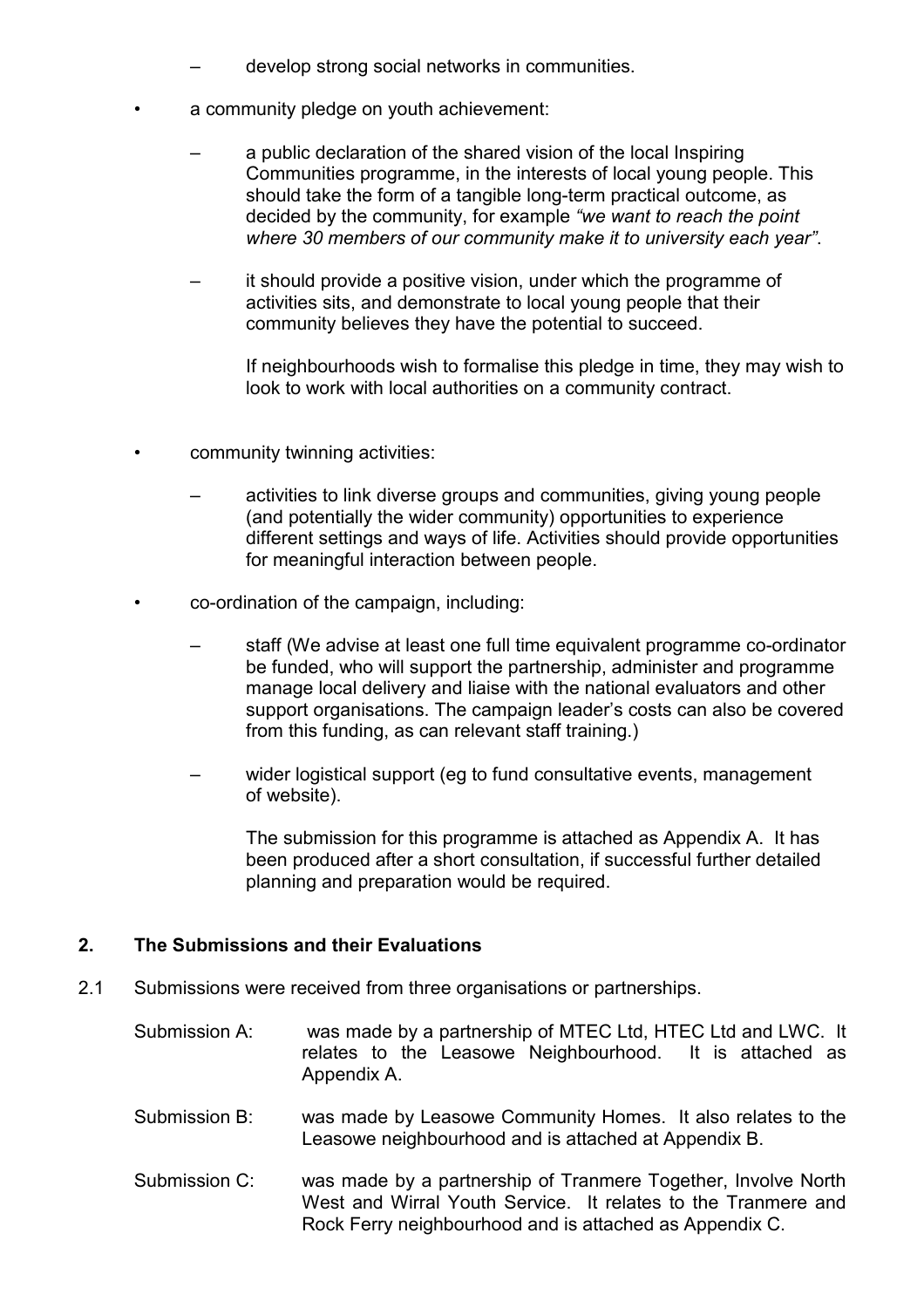- develop strong social networks in communities.

- a community pledge on youth achievement:

  - a public declaration of the shared vision of the local Inspiring Communities programme, in the interests of local young people. This should take the form of a tangible long-term practical outcome, as decided by the community, for example *"we want to reach the point where 30 members of our community make it to university each year".*

  - it should provide a positive vision, under which the programme of activities sits, and demonstrate to local young people that their community believes they have the potential to succeed.

    If neighbourhoods wish to formalise this pledge in time, they may wish to look to work with local authorities on a community contract.

- community twinning activities:

  - activities to link diverse groups and communities, giving young people (and potentially the wider community) opportunities to experience different settings and ways of life. Activities should provide opportunities for meaningful interaction between people.

- co-ordination of the campaign, including:

  - staff (We advise at least one full time equivalent programme co-ordinator be funded, who will support the partnership, administer and programme manage local delivery and liaise with the national evaluators and other support organisations. The campaign leader's costs can also be covered from this funding, as can relevant staff training.)

  - wider logistical support (eg to fund consultative events, management of website).

    The submission for this programme is attached as Appendix A. It has been produced after a short consultation, if successful further detailed planning and preparation would be required.

## 2. The Submissions and their Evaluations

2.1 Submissions were received from three organisations or partnerships.

Submission A: was made by a partnership of MTEC Ltd, HTEC Ltd and LWC. It relates to the Leasowe Neighbourhood. It is attached as Appendix A.

Submission B: was made by Leasowe Community Homes. It also relates to the Leasowe neighbourhood and is attached at Appendix B.

Submission C: was made by a partnership of Tranmere Together, Involve North West and Wirral Youth Service. It relates to the Tranmere and Rock Ferry neighbourhood and is attached as Appendix C.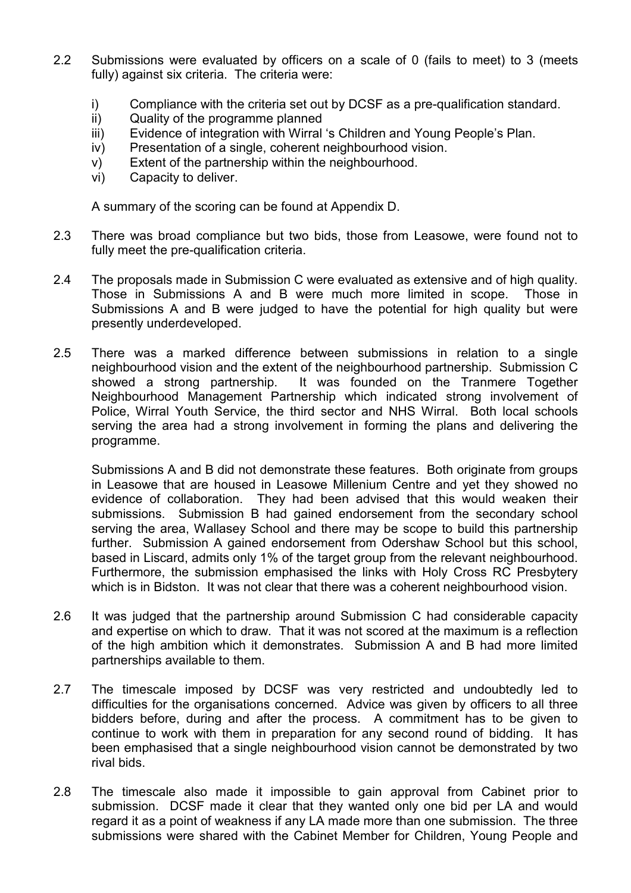2.2 Submissions were evaluated by officers on a scale of 0 (fails to meet) to 3 (meets fully) against six criteria. The criteria were:

i) Compliance with the criteria set out by DCSF as a pre-qualification standard.
ii) Quality of the programme planned
iii) Evidence of integration with Wirral 's Children and Young People's Plan.
iv) Presentation of a single, coherent neighbourhood vision.
v) Extent of the partnership within the neighbourhood.
vi) Capacity to deliver.

A summary of the scoring can be found at Appendix D.

2.3 There was broad compliance but two bids, those from Leasowe, were found not to fully meet the pre-qualification criteria.

2.4 The proposals made in Submission C were evaluated as extensive and of high quality. Those in Submissions A and B were much more limited in scope. Those in Submissions A and B were judged to have the potential for high quality but were presently underdeveloped.

2.5 There was a marked difference between submissions in relation to a single neighbourhood vision and the extent of the neighbourhood partnership. Submission C showed a strong partnership. It was founded on the Tranmere Together Neighbourhood Management Partnership which indicated strong involvement of Police, Wirral Youth Service, the third sector and NHS Wirral. Both local schools serving the area had a strong involvement in forming the plans and delivering the programme.

Submissions A and B did not demonstrate these features. Both originate from groups in Leasowe that are housed in Leasowe Millenium Centre and yet they showed no evidence of collaboration. They had been advised that this would weaken their submissions. Submission B had gained endorsement from the secondary school serving the area, Wallasey School and there may be scope to build this partnership further. Submission A gained endorsement from Odershaw School but this school, based in Liscard, admits only 1% of the target group from the relevant neighbourhood. Furthermore, the submission emphasised the links with Holy Cross RC Presbytery which is in Bidston. It was not clear that there was a coherent neighbourhood vision.

2.6 It was judged that the partnership around Submission C had considerable capacity and expertise on which to draw. That it was not scored at the maximum is a reflection of the high ambition which it demonstrates. Submission A and B had more limited partnerships available to them.

2.7 The timescale imposed by DCSF was very restricted and undoubtedly led to difficulties for the organisations concerned. Advice was given by officers to all three bidders before, during and after the process. A commitment has to be given to continue to work with them in preparation for any second round of bidding. It has been emphasised that a single neighbourhood vision cannot be demonstrated by two rival bids.

2.8 The timescale also made it impossible to gain approval from Cabinet prior to submission. DCSF made it clear that they wanted only one bid per LA and would regard it as a point of weakness if any LA made more than one submission. The three submissions were shared with the Cabinet Member for Children, Young People and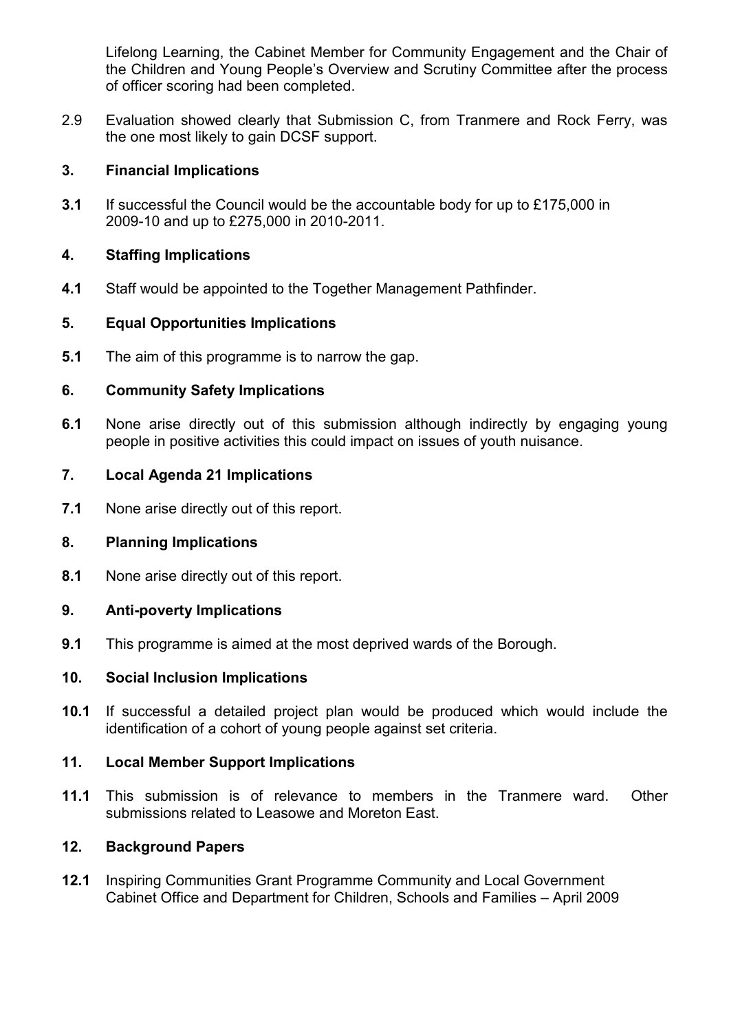Lifelong Learning, the Cabinet Member for Community Engagement and the Chair of the Children and Young People's Overview and Scrutiny Committee after the process of officer scoring had been completed.

2.9 Evaluation showed clearly that Submission C, from Tranmere and Rock Ferry, was the one most likely to gain DCSF support.

## 3. Financial Implications

**3.1** If successful the Council would be the accountable body for up to £175,000 in 2009-10 and up to £275,000 in 2010-2011.

## 4. Staffing Implications

**4.1** Staff would be appointed to the Together Management Pathfinder.

## 5. Equal Opportunities Implications

**5.1** The aim of this programme is to narrow the gap.

## 6. Community Safety Implications

**6.1** None arise directly out of this submission although indirectly by engaging young people in positive activities this could impact on issues of youth nuisance.

## 7. Local Agenda 21 Implications

**7.1** None arise directly out of this report.

## 8. Planning Implications

**8.1** None arise directly out of this report.

## 9. Anti-poverty Implications

**9.1** This programme is aimed at the most deprived wards of the Borough.

## 10. Social Inclusion Implications

**10.1** If successful a detailed project plan would be produced which would include the identification of a cohort of young people against set criteria.

## 11. Local Member Support Implications

**11.1** This submission is of relevance to members in the Tranmere ward. Other submissions related to Leasowe and Moreton East.

## 12. Background Papers

**12.1** Inspiring Communities Grant Programme Community and Local Government Cabinet Office and Department for Children, Schools and Families – April 2009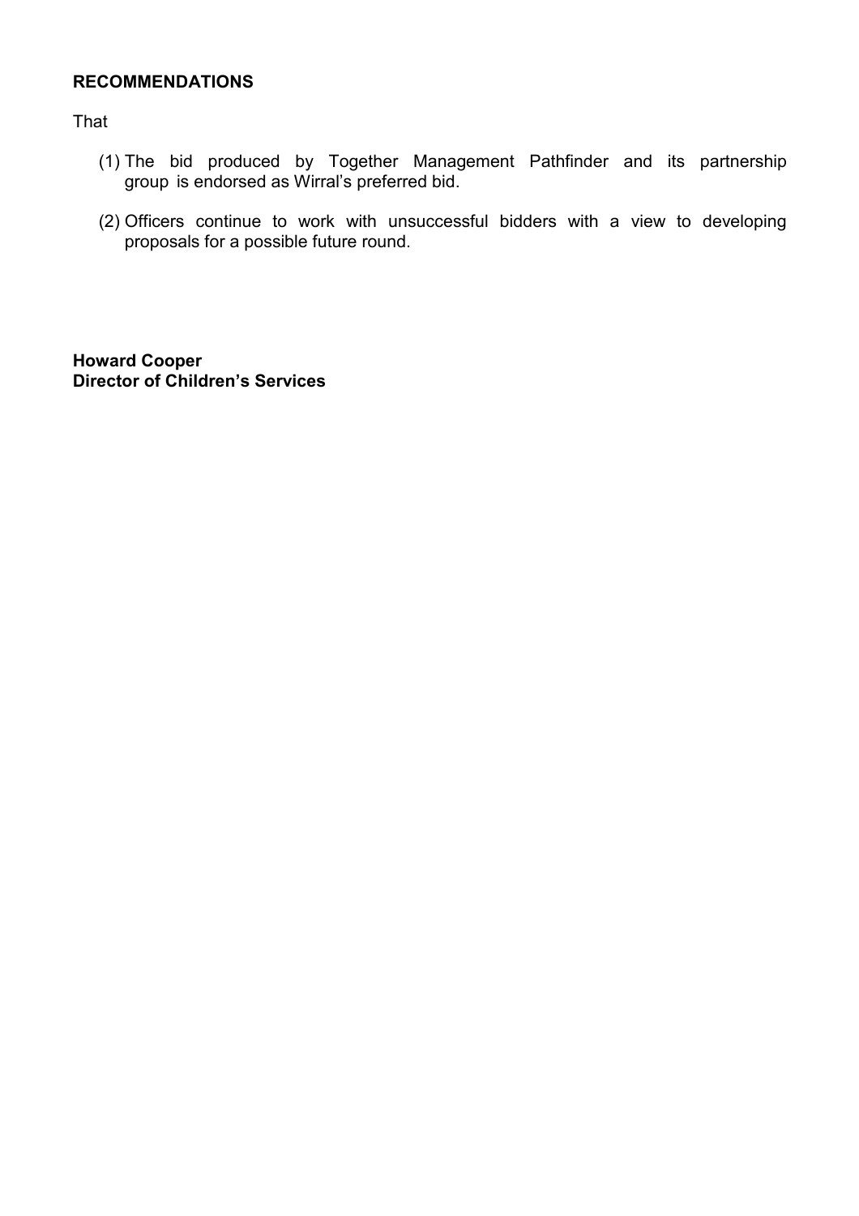## RECOMMENDATIONS

That

(1) The bid produced by Together Management Pathfinder and its partnership group is endorsed as Wirral's preferred bid.

(2) Officers continue to work with unsuccessful bidders with a view to developing proposals for a possible future round.

**Howard Cooper**
**Director of Children's Services**